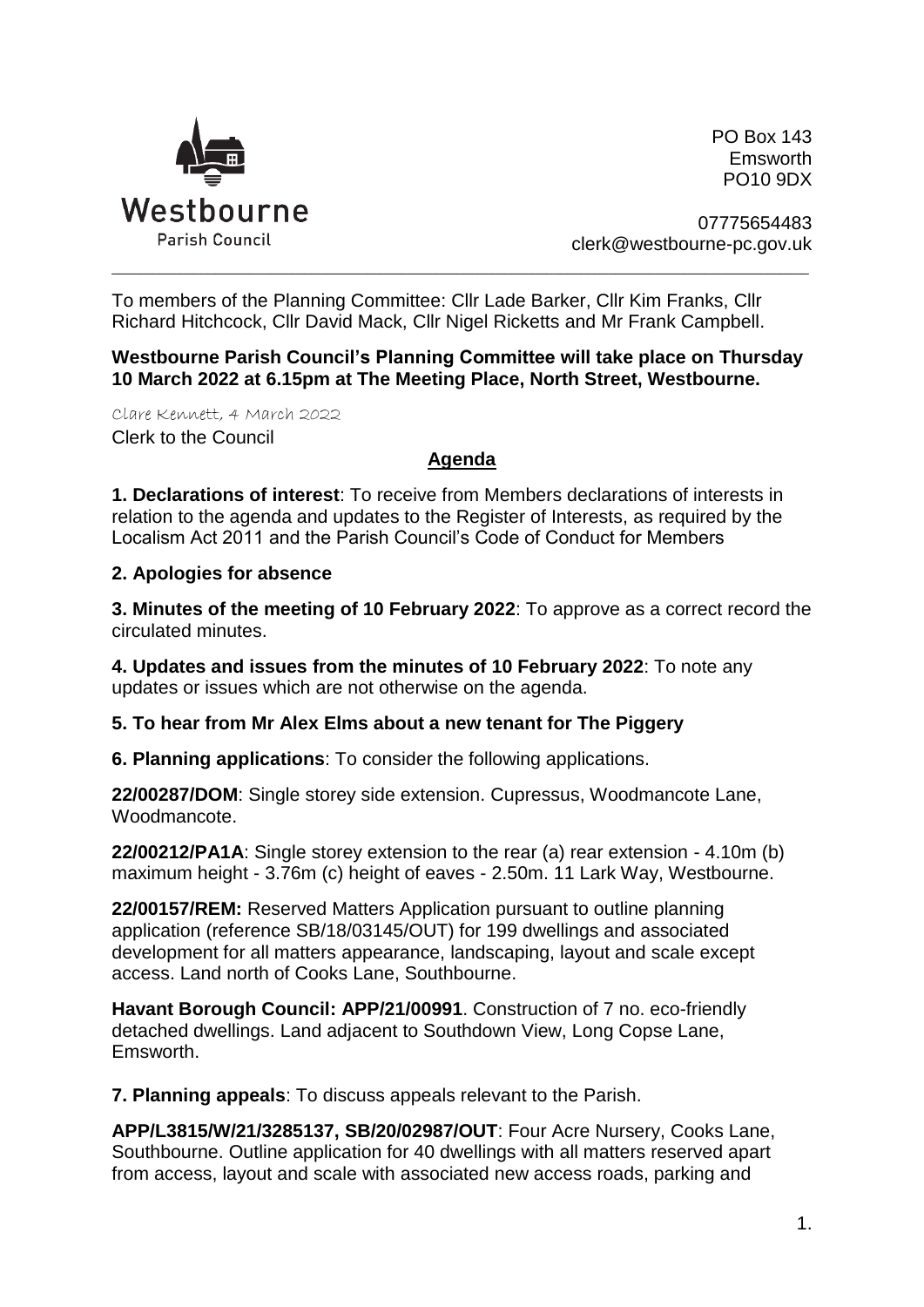Westbourne

Parish Council

PO Box 143
Emsworth
PO10 9DX

07775654483
clerk@westbourne-pc.gov.uk

---

To members of the Planning Committee: Cllr Lade Barker, Cllr Kim Franks, Cllr Richard Hitchcock, Cllr David Mack, Cllr Nigel Ricketts and Mr Frank Campbell.

**Westbourne Parish Council's Planning Committee will take place on Thursday 10 March 2022 at 6.15pm at The Meeting Place, North Street, Westbourne.**

Clare Kennett, 4 March 2022
Clerk to the Council

## Agenda

**1. Declarations of interest**: To receive from Members declarations of interests in relation to the agenda and updates to the Register of Interests, as required by the Localism Act 2011 and the Parish Council's Code of Conduct for Members

**2. Apologies for absence**

**3. Minutes of the meeting of 10 February 2022**: To approve as a correct record the circulated minutes.

**4. Updates and issues from the minutes of 10 February 2022**: To note any updates or issues which are not otherwise on the agenda.

**5. To hear from Mr Alex Elms about a new tenant for The Piggery**

**6. Planning applications**: To consider the following applications.

**22/00287/DOM**: Single storey side extension. Cupressus, Woodmancote Lane, Woodmancote.

**22/00212/PA1A**: Single storey extension to the rear (a) rear extension - 4.10m (b) maximum height - 3.76m (c) height of eaves - 2.50m. 11 Lark Way, Westbourne.

**22/00157/REM:** Reserved Matters Application pursuant to outline planning application (reference SB/18/03145/OUT) for 199 dwellings and associated development for all matters appearance, landscaping, layout and scale except access. Land north of Cooks Lane, Southbourne.

**Havant Borough Council: APP/21/00991**. Construction of 7 no. eco-friendly detached dwellings. Land adjacent to Southdown View, Long Copse Lane, Emsworth.

**7. Planning appeals**: To discuss appeals relevant to the Parish.

**APP/L3815/W/21/3285137, SB/20/02987/OUT**: Four Acre Nursery, Cooks Lane, Southbourne. Outline application for 40 dwellings with all matters reserved apart from access, layout and scale with associated new access roads, parking and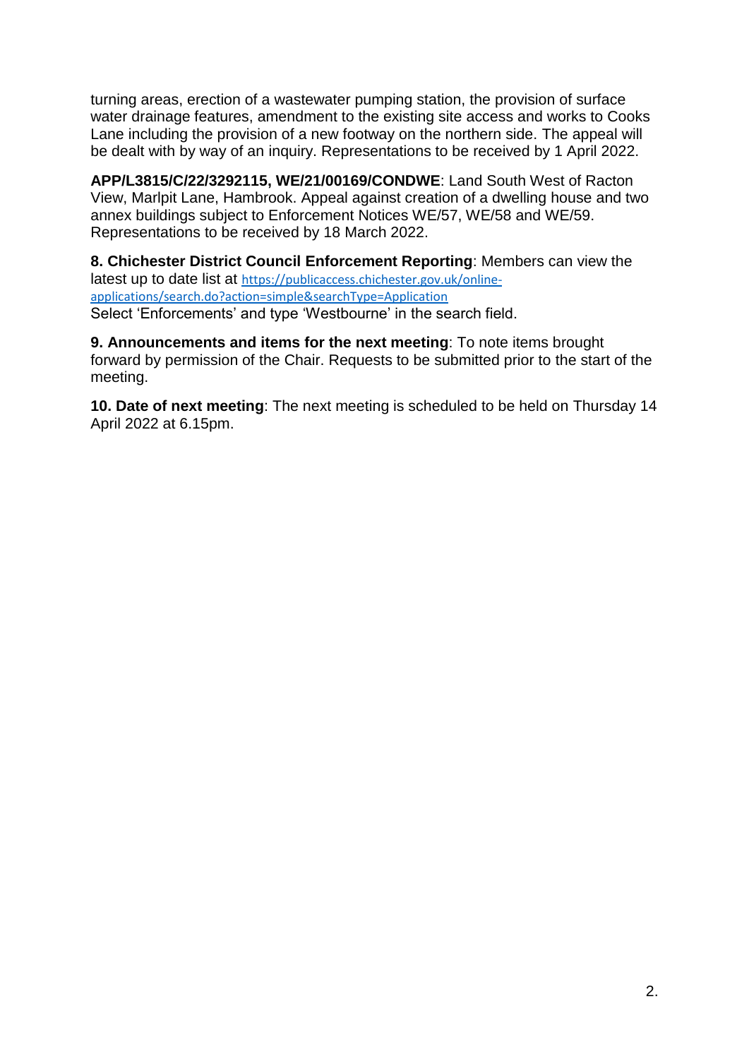turning areas, erection of a wastewater pumping station, the provision of surface water drainage features, amendment to the existing site access and works to Cooks Lane including the provision of a new footway on the northern side. The appeal will be dealt with by way of an inquiry. Representations to be received by 1 April 2022.

**APP/L3815/C/22/3292115, WE/21/00169/CONDWE**: Land South West of Racton View, Marlpit Lane, Hambrook. Appeal against creation of a dwelling house and two annex buildings subject to Enforcement Notices WE/57, WE/58 and WE/59. Representations to be received by 18 March 2022.

**8. Chichester District Council Enforcement Reporting**: Members can view the latest up to date list at https://publicaccess.chichester.gov.uk/online-applications/search.do?action=simple&searchType=Application
Select 'Enforcements' and type 'Westbourne' in the search field.

**9. Announcements and items for the next meeting**: To note items brought forward by permission of the Chair. Requests to be submitted prior to the start of the meeting.

**10. Date of next meeting**: The next meeting is scheduled to be held on Thursday 14 April 2022 at 6.15pm.